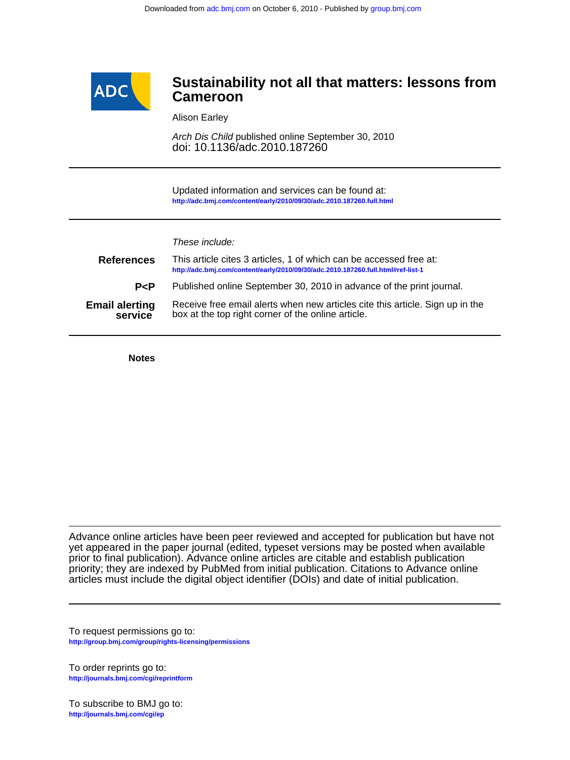Downloaded from adc.bmj.com on October 6, 2010 - Published by group.bmj.com

# Sustainability not all that matters: lessons from Cameroon

Alison Earley

*Arch Dis Child* published online September 30, 2010
doi: 10.1136/adc.2010.187260

---

Updated information and services can be found at:
http://adc.bmj.com/content/early/2010/09/30/adc.2010.187260.full.html

---

*These include:*

**References** This article cites 3 articles, 1 of which can be accessed free at:
http://adc.bmj.com/content/early/2010/09/30/adc.2010.187260.full.html#ref-list-1

**P<P** Published online September 30, 2010 in advance of the print journal.

**Email alerting service** Receive free email alerts when new articles cite this article. Sign up in the box at the top right corner of the online article.

---

**Notes**

---

Advance online articles have been peer reviewed and accepted for publication but have not yet appeared in the paper journal (edited, typeset versions may be posted when available prior to final publication). Advance online articles are citable and establish publication priority; they are indexed by PubMed from initial publication. Citations to Advance online articles must include the digital object identifier (DOIs) and date of initial publication.

---

To request permissions go to:
http://group.bmj.com/group/rights-licensing/permissions

To order reprints go to:
http://journals.bmj.com/cgi/reprintform

To subscribe to BMJ go to:
http://journals.bmj.com/cgi/ep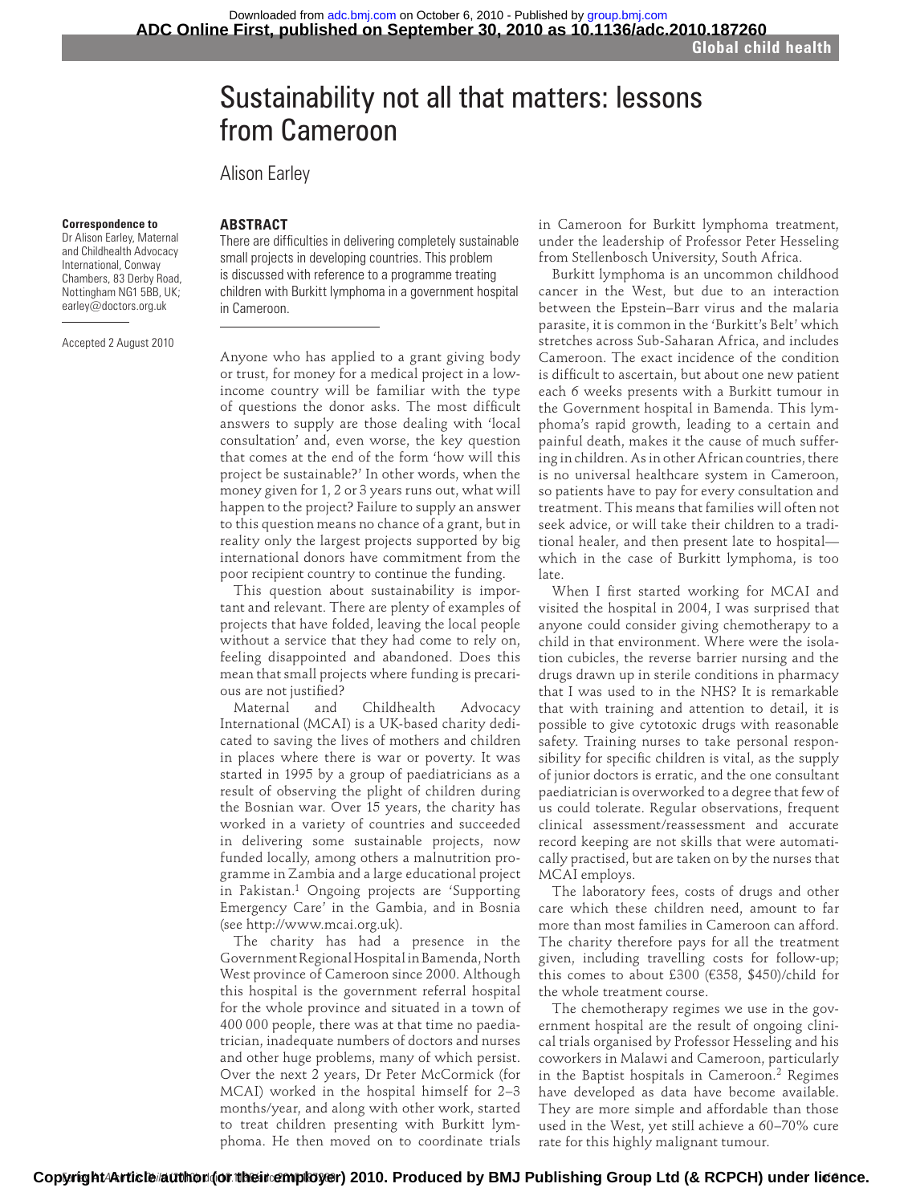# Sustainability not all that matters: lessons from Cameroon

Alison Earley

**Correspondence to**
Dr Alison Earley, Maternal and Childhealth Advocacy International, Conway Chambers, 83 Derby Road, Nottingham NG1 5BB, UK; earley@doctors.org.uk

Accepted 2 August 2010

## ABSTRACT

There are difficulties in delivering completely sustainable small projects in developing countries. This problem is discussed with reference to a programme treating children with Burkitt lymphoma in a government hospital in Cameroon.

Anyone who has applied to a grant giving body or trust, for money for a medical project in a low-income country will be familiar with the type of questions the donor asks. The most difficult answers to supply are those dealing with 'local consultation' and, even worse, the key question that comes at the end of the form 'how will this project be sustainable?' In other words, when the money given for 1, 2 or 3 years runs out, what will happen to the project? Failure to supply an answer to this question means no chance of a grant, but in reality only the largest projects supported by big international donors have commitment from the poor recipient country to continue the funding.

This question about sustainability is important and relevant. There are plenty of examples of projects that have folded, leaving the local people without a service that they had come to rely on, feeling disappointed and abandoned. Does this mean that small projects where funding is precarious are not justified?

Maternal and Childhealth Advocacy International (MCAI) is a UK-based charity dedicated to saving the lives of mothers and children in places where there is war or poverty. It was started in 1995 by a group of paediatricians as a result of observing the plight of children during the Bosnian war. Over 15 years, the charity has worked in a variety of countries and succeeded in delivering some sustainable projects, now funded locally, among others a malnutrition programme in Zambia and a large educational project in Pakistan.[1] Ongoing projects are 'Supporting Emergency Care' in the Gambia, and in Bosnia (see http://www.mcai.org.uk).

The charity has had a presence in the Government Regional Hospital in Bamenda, North West province of Cameroon since 2000. Although this hospital is the government referral hospital for the whole province and situated in a town of 400 000 people, there was at that time no paediatrician, inadequate numbers of doctors and nurses and other huge problems, many of which persist. Over the next 2 years, Dr Peter McCormick (for MCAI) worked in the hospital himself for 2–3 months/year, and along with other work, started to treat children presenting with Burkitt lymphoma. He then moved on to coordinate trials in Cameroon for Burkitt lymphoma treatment, under the leadership of Professor Peter Hesseling from Stellenbosch University, South Africa.

Burkitt lymphoma is an uncommon childhood cancer in the West, but due to an interaction between the Epstein–Barr virus and the malaria parasite, it is common in the 'Burkitt's Belt' which stretches across Sub-Saharan Africa, and includes Cameroon. The exact incidence of the condition is difficult to ascertain, but about one new patient each 6 weeks presents with a Burkitt tumour in the Government hospital in Bamenda. This lymphoma's rapid growth, leading to a certain and painful death, makes it the cause of much suffering in children. As in other African countries, there is no universal healthcare system in Cameroon, so patients have to pay for every consultation and treatment. This means that families will often not seek advice, or will take their children to a traditional healer, and then present late to hospital—which in the case of Burkitt lymphoma, is too late.

When I first started working for MCAI and visited the hospital in 2004, I was surprised that anyone could consider giving chemotherapy to a child in that environment. Where were the isolation cubicles, the reverse barrier nursing and the drugs drawn up in sterile conditions in pharmacy that I was used to in the NHS? It is remarkable that with training and attention to detail, it is possible to give cytotoxic drugs with reasonable safety. Training nurses to take personal responsibility for specific children is vital, as the supply of junior doctors is erratic, and the one consultant paediatrician is overworked to a degree that few of us could tolerate. Regular observations, frequent clinical assessment/reassessment and accurate record keeping are not skills that were automatically practised, but are taken on by the nurses that MCAI employs.

The laboratory fees, costs of drugs and other care which these children need, amount to far more than most families in Cameroon can afford. The charity therefore pays for all the treatment given, including travelling costs for follow-up; this comes to about £300 (€358, $450)/child for the whole treatment course.

The chemotherapy regimes we use in the government hospital are the result of ongoing clinical trials organised by Professor Hesseling and his coworkers in Malawi and Cameroon, particularly in the Baptist hospitals in Cameroon.[2] Regimes have developed as data have become available. They are more simple and affordable than those used in the West, yet still achieve a 60–70% cure rate for this highly malignant tumour.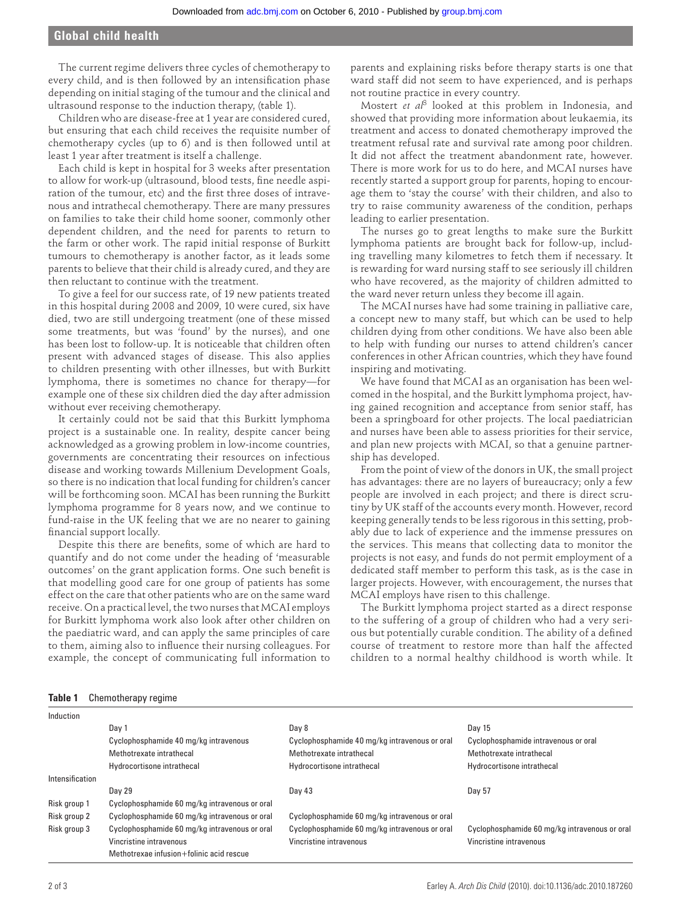The current regime delivers three cycles of chemotherapy to every child, and is then followed by an intensification phase depending on initial staging of the tumour and the clinical and ultrasound response to the induction therapy, (table 1).

Children who are disease-free at 1 year are considered cured, but ensuring that each child receives the requisite number of chemotherapy cycles (up to 6) and is then followed until at least 1 year after treatment is itself a challenge.

Each child is kept in hospital for 3 weeks after presentation to allow for work-up (ultrasound, blood tests, fine needle aspiration of the tumour, etc) and the first three doses of intravenous and intrathecal chemotherapy. There are many pressures on families to take their child home sooner, commonly other dependent children, and the need for parents to return to the farm or other work. The rapid initial response of Burkitt tumours to chemotherapy is another factor, as it leads some parents to believe that their child is already cured, and they are then reluctant to continue with the treatment.

To give a feel for our success rate, of 19 new patients treated in this hospital during 2008 and 2009, 10 were cured, six have died, two are still undergoing treatment (one of these missed some treatments, but was 'found' by the nurses), and one has been lost to follow-up. It is noticeable that children often present with advanced stages of disease. This also applies to children presenting with other illnesses, but with Burkitt lymphoma, there is sometimes no chance for therapy—for example one of these six children died the day after admission without ever receiving chemotherapy.

It certainly could not be said that this Burkitt lymphoma project is a sustainable one. In reality, despite cancer being acknowledged as a growing problem in low-income countries, governments are concentrating their resources on infectious disease and working towards Millenium Development Goals, so there is no indication that local funding for children's cancer will be forthcoming soon. MCAI has been running the Burkitt lymphoma programme for 8 years now, and we continue to fund-raise in the UK feeling that we are no nearer to gaining financial support locally.

Despite this there are benefits, some of which are hard to quantify and do not come under the heading of 'measurable outcomes' on the grant application forms. One such benefit is that modelling good care for one group of patients has some effect on the care that other patients who are on the same ward receive. On a practical level, the two nurses that MCAI employs for Burkitt lymphoma work also look after other children on the paediatric ward, and can apply the same principles of care to them, aiming also to influence their nursing colleagues. For example, the concept of communicating full information to parents and explaining risks before therapy starts is one that ward staff did not seem to have experienced, and is perhaps not routine practice in every country.

Mostert *et al*[3] looked at this problem in Indonesia, and showed that providing more information about leukaemia, its treatment and access to donated chemotherapy improved the treatment refusal rate and survival rate among poor children. It did not affect the treatment abandonment rate, however. There is more work for us to do here, and MCAI nurses have recently started a support group for parents, hoping to encourage them to 'stay the course' with their children, and also to try to raise community awareness of the condition, perhaps leading to earlier presentation.

The nurses go to great lengths to make sure the Burkitt lymphoma patients are brought back for follow-up, including travelling many kilometres to fetch them if necessary. It is rewarding for ward nursing staff to see seriously ill children who have recovered, as the majority of children admitted to the ward never return unless they become ill again.

The MCAI nurses have had some training in palliative care, a concept new to many staff, but which can be used to help children dying from other conditions. We have also been able to help with funding our nurses to attend children's cancer conferences in other African countries, which they have found inspiring and motivating.

We have found that MCAI as an organisation has been welcomed in the hospital, and the Burkitt lymphoma project, having gained recognition and acceptance from senior staff, has been a springboard for other projects. The local paediatrician and nurses have been able to assess priorities for their service, and plan new projects with MCAI, so that a genuine partnership has developed.

From the point of view of the donors in UK, the small project has advantages: there are no layers of bureaucracy; only a few people are involved in each project; and there is direct scrutiny by UK staff of the accounts every month. However, record keeping generally tends to be less rigorous in this setting, probably due to lack of experience and the immense pressures on the services. This means that collecting data to monitor the projects is not easy, and funds do not permit employment of a dedicated staff member to perform this task, as is the case in larger projects. However, with encouragement, the nurses that MCAI employs have risen to this challenge.

The Burkitt lymphoma project started as a direct response to the suffering of a group of children who had a very serious but potentially curable condition. The ability of a defined course of treatment to restore more than half the affected children to a normal healthy childhood is worth while. It

**Table 1** Chemotherapy regime

| | | | |
|---|---|---|---|
| Induction | | | |
| | Day 1 | Day 8 | Day 15 |
| | Cyclophosphamide 40 mg/kg intravenous | Cyclophosphamide 40 mg/kg intravenous or oral | Cyclophosphamide intravenous or oral |
| | Methotrexate intrathecal | Methotrexate intrathecal | Methotrexate intrathecal |
| | Hydrocortisone intrathecal | Hydrocortisone intrathecal | Hydrocortisone intrathecal |
| Intensification | | | |
| | Day 29 | Day 43 | Day 57 |
| Risk group 1 | Cyclophosphamide 60 mg/kg intravenous or oral | | |
| Risk group 2 | Cyclophosphamide 60 mg/kg intravenous or oral | Cyclophosphamide 60 mg/kg intravenous or oral | |
| Risk group 3 | Cyclophosphamide 60 mg/kg intravenous or oral | Cyclophosphamide 60 mg/kg intravenous or oral | Cyclophosphamide 60 mg/kg intravenous or oral |
| | Vincristine intravenous | Vincristine intravenous | Vincristine intravenous |
| | Methotrexae infusion+folinic acid rescue | | |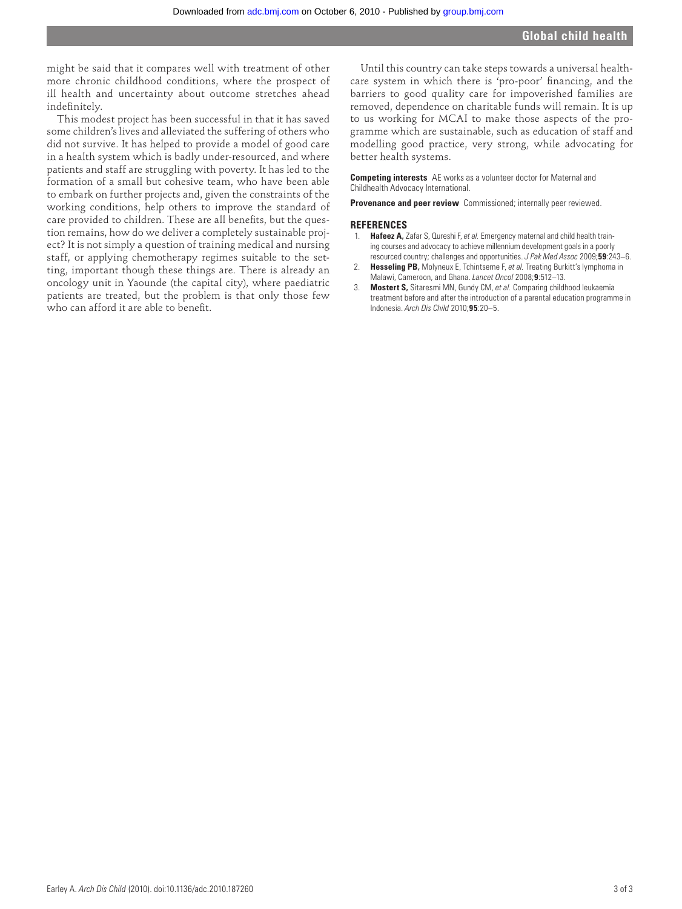might be said that it compares well with treatment of other more chronic childhood conditions, where the prospect of ill health and uncertainty about outcome stretches ahead indefinitely.

This modest project has been successful in that it has saved some children's lives and alleviated the suffering of others who did not survive. It has helped to provide a model of good care in a health system which is badly under-resourced, and where patients and staff are struggling with poverty. It has led to the formation of a small but cohesive team, who have been able to embark on further projects and, given the constraints of the working conditions, help others to improve the standard of care provided to children. These are all benefits, but the question remains, how do we deliver a completely sustainable project? It is not simply a question of training medical and nursing staff, or applying chemotherapy regimes suitable to the setting, important though these things are. There is already an oncology unit in Yaounde (the capital city), where paediatric patients are treated, but the problem is that only those few who can afford it are able to benefit.

Until this country can take steps towards a universal healthcare system in which there is 'pro-poor' financing, and the barriers to good quality care for impoverished families are removed, dependence on charitable funds will remain. It is up to us working for MCAI to make those aspects of the programme which are sustainable, such as education of staff and modelling good practice, very strong, while advocating for better health systems.

**Competing interests** AE works as a volunteer doctor for Maternal and Childhealth Advocacy International.

**Provenance and peer review** Commissioned; internally peer reviewed.

## REFERENCES

1. **Hafeez A,** Zafar S, Qureshi F, *et al.* Emergency maternal and child health training courses and advocacy to achieve millennium development goals in a poorly resourced country; challenges and opportunities. *J Pak Med Assoc* 2009;**59**:243–6.
2. **Hesseling PB,** Molyneux E, Tchintseme F, *et al.* Treating Burkitt's lymphoma in Malawi, Cameroon, and Ghana. *Lancet Oncol* 2008;**9**:512–13.
3. **Mostert S,** Sitaresmi MN, Gundy CM, *et al.* Comparing childhood leukaemia treatment before and after the introduction of a parental education programme in Indonesia. *Arch Dis Child* 2010;**95**:20–5.